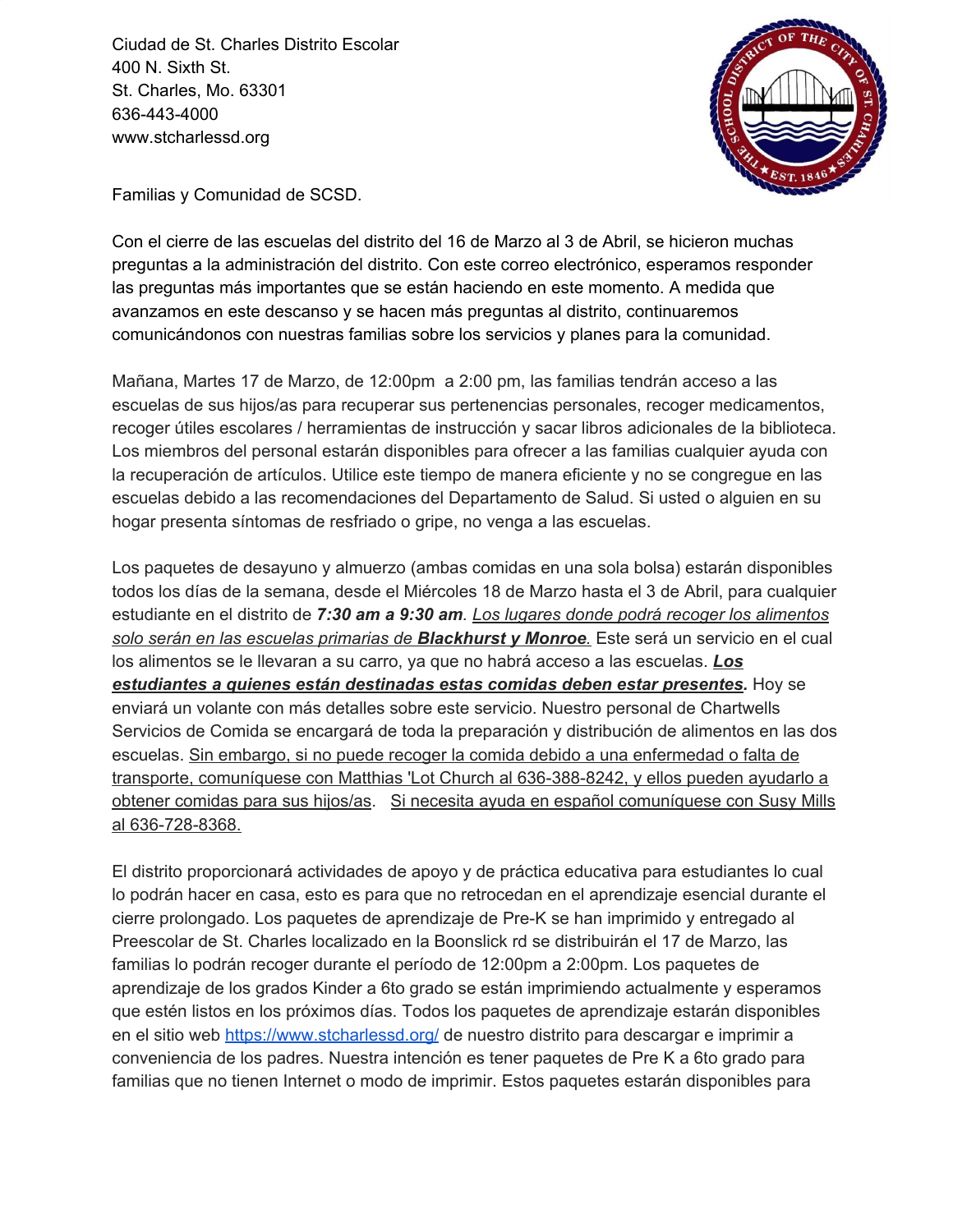Ciudad de St. Charles Distrito Escolar
400 N. Sixth St.
St. Charles, Mo. 63301
636-443-4000
www.stcharlessd.org

Familias y Comunidad de SCSD.

Con el cierre de las escuelas del distrito del 16 de Marzo al 3 de Abril, se hicieron muchas preguntas a la administración del distrito. Con este correo electrónico, esperamos responder las preguntas más importantes que se están haciendo en este momento. A medida que avanzamos en este descanso y se hacen más preguntas al distrito, continuaremos comunicándonos con nuestras familias sobre los servicios y planes para la comunidad.

Mañana, Martes 17 de Marzo, de 12:00pm a 2:00 pm, las familias tendrán acceso a las escuelas de sus hijos/as para recuperar sus pertenencias personales, recoger medicamentos, recoger útiles escolares / herramientas de instrucción y sacar libros adicionales de la biblioteca. Los miembros del personal estarán disponibles para ofrecer a las familias cualquier ayuda con la recuperación de artículos. Utilice este tiempo de manera eficiente y no se congregue en las escuelas debido a las recomendaciones del Departamento de Salud. Si usted o alguien en su hogar presenta síntomas de resfriado o gripe, no venga a las escuelas.

Los paquetes de desayuno y almuerzo (ambas comidas en una sola bolsa) estarán disponibles todos los días de la semana, desde el Miércoles 18 de Marzo hasta el 3 de Abril, para cualquier estudiante en el distrito de ***7:30 am a 9:30 am***. *Los lugares donde podrá recoger los alimentos solo serán en las escuelas primarias de* ***Blackhurst y Monroe****.* Este será un servicio en el cual los alimentos se le llevaran a su carro, ya que no habrá acceso a las escuelas. ***Los estudiantes a quienes están destinadas estas comidas deben estar presentes.*** Hoy se enviará un volante con más detalles sobre este servicio. Nuestro personal de Chartwells Servicios de Comida se encargará de toda la preparación y distribución de alimentos en las dos escuelas. Sin embargo, si no puede recoger la comida debido a una enfermedad o falta de transporte, comuníquese con Matthias 'Lot Church al 636-388-8242, y ellos pueden ayudarlo a obtener comidas para sus hijos/as. Si necesita ayuda en español comuníquese con Susy Mills al 636-728-8368.

El distrito proporcionará actividades de apoyo y de práctica educativa para estudiantes lo cual lo podrán hacer en casa, esto es para que no retrocedan en el aprendizaje esencial durante el cierre prolongado. Los paquetes de aprendizaje de Pre-K se han imprimido y entregado al Preescolar de St. Charles localizado en la Boonslick rd se distribuirán el 17 de Marzo, las familias lo podrán recoger durante el período de 12:00pm a 2:00pm. Los paquetes de aprendizaje de los grados Kinder a 6to grado se están imprimiendo actualmente y esperamos que estén listos en los próximos días. Todos los paquetes de aprendizaje estarán disponibles en el sitio web [https://www.stcharlessd.org/](https://www.stcharlessd.org/) de nuestro distrito para descargar e imprimir a conveniencia de los padres. Nuestra intención es tener paquetes de Pre K a 6to grado para familias que no tienen Internet o modo de imprimir. Estos paquetes estarán disponibles para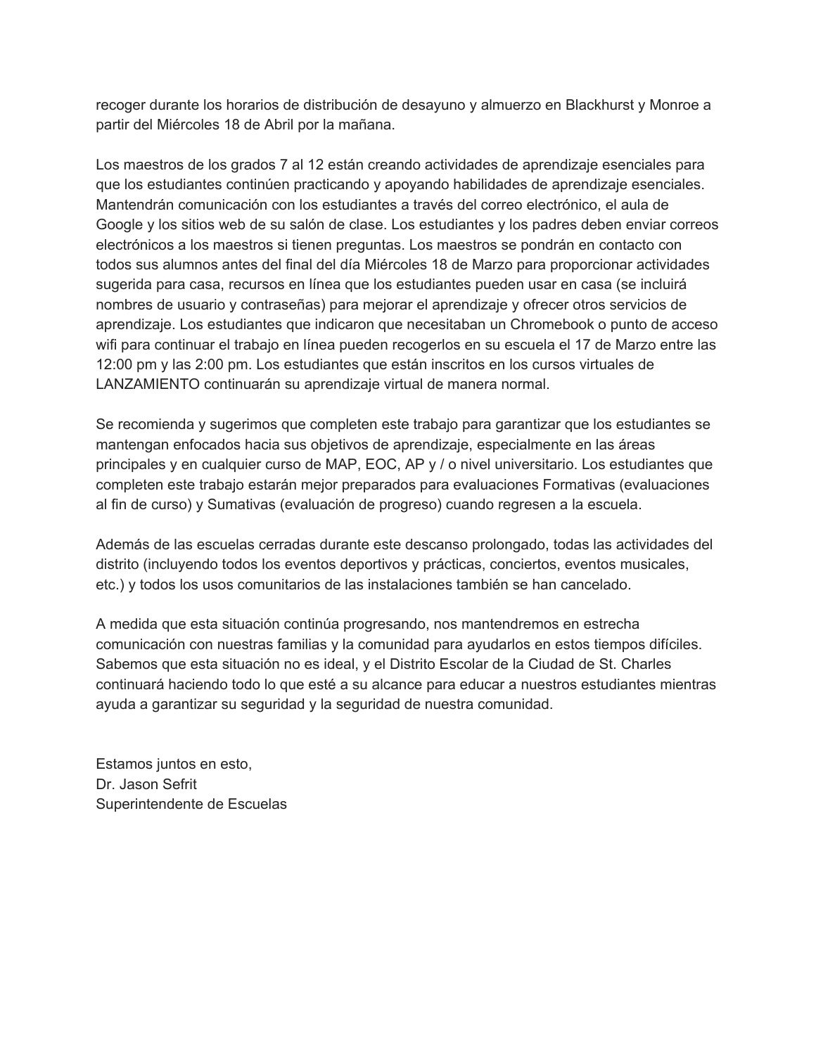recoger durante los horarios de distribución de desayuno y almuerzo en Blackhurst y Monroe a partir del Miércoles 18 de Abril por la mañana.

Los maestros de los grados 7 al 12 están creando actividades de aprendizaje esenciales para que los estudiantes continúen practicando y apoyando habilidades de aprendizaje esenciales. Mantendrán comunicación con los estudiantes a través del correo electrónico, el aula de Google y los sitios web de su salón de clase. Los estudiantes y los padres deben enviar correos electrónicos a los maestros si tienen preguntas. Los maestros se pondrán en contacto con todos sus alumnos antes del final del día Miércoles 18 de Marzo para proporcionar actividades sugerida para casa, recursos en línea que los estudiantes pueden usar en casa (se incluirá nombres de usuario y contraseñas) para mejorar el aprendizaje y ofrecer otros servicios de aprendizaje. Los estudiantes que indicaron que necesitaban un Chromebook o punto de acceso wifi para continuar el trabajo en línea pueden recogerlos en su escuela el 17 de Marzo entre las 12:00 pm y las 2:00 pm. Los estudiantes que están inscritos en los cursos virtuales de LANZAMIENTO continuarán su aprendizaje virtual de manera normal.

Se recomienda y sugerimos que completen este trabajo para garantizar que los estudiantes se mantengan enfocados hacia sus objetivos de aprendizaje, especialmente en las áreas principales y en cualquier curso de MAP, EOC, AP y / o nivel universitario. Los estudiantes que completen este trabajo estarán mejor preparados para evaluaciones Formativas (evaluaciones al fin de curso) y Sumativas (evaluación de progreso) cuando regresen a la escuela.

Además de las escuelas cerradas durante este descanso prolongado, todas las actividades del distrito (incluyendo todos los eventos deportivos y prácticas, conciertos, eventos musicales, etc.) y todos los usos comunitarios de las instalaciones también se han cancelado.

A medida que esta situación continúa progresando, nos mantendremos en estrecha comunicación con nuestras familias y la comunidad para ayudarlos en estos tiempos difíciles. Sabemos que esta situación no es ideal, y el Distrito Escolar de la Ciudad de St. Charles continuará haciendo todo lo que esté a su alcance para educar a nuestros estudiantes mientras ayuda a garantizar su seguridad y la seguridad de nuestra comunidad.

Estamos juntos en esto,  
Dr. Jason Sefrit  
Superintendente de Escuelas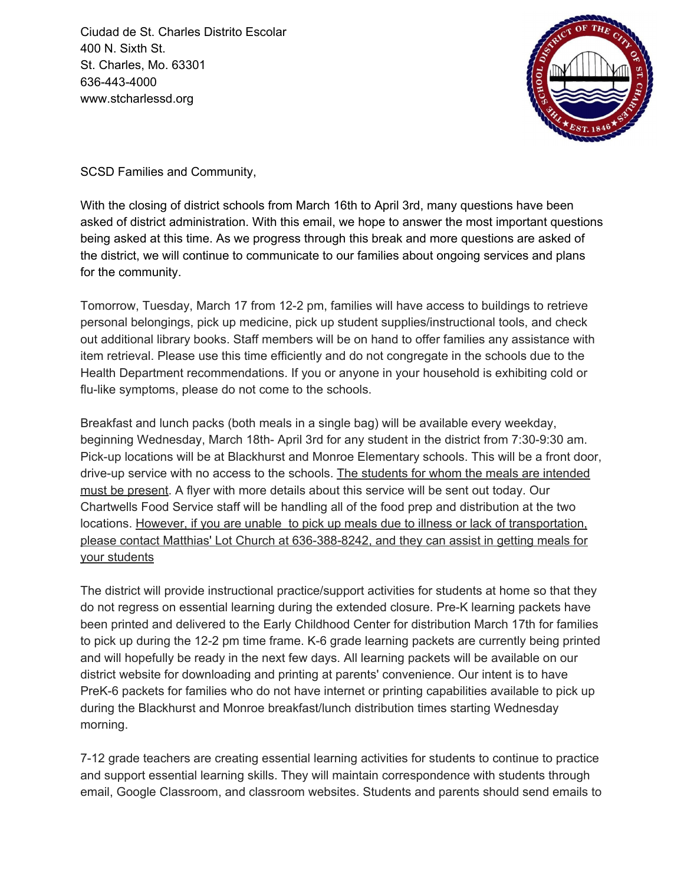Ciudad de St. Charles Distrito Escolar
400 N. Sixth St.
St. Charles, Mo. 63301
636-443-4000
www.stcharlessd.org

SCSD Families and Community,

With the closing of district schools from March 16th to April 3rd, many questions have been asked of district administration. With this email, we hope to answer the most important questions being asked at this time. As we progress through this break and more questions are asked of the district, we will continue to communicate to our families about ongoing services and plans for the community.

Tomorrow, Tuesday, March 17 from 12-2 pm, families will have access to buildings to retrieve personal belongings, pick up medicine, pick up student supplies/instructional tools, and check out additional library books. Staff members will be on hand to offer families any assistance with item retrieval. Please use this time efficiently and do not congregate in the schools due to the Health Department recommendations. If you or anyone in your household is exhibiting cold or flu-like symptoms, please do not come to the schools.

Breakfast and lunch packs (both meals in a single bag) will be available every weekday, beginning Wednesday, March 18th- April 3rd for any student in the district from 7:30-9:30 am. Pick-up locations will be at Blackhurst and Monroe Elementary schools. This will be a front door, drive-up service with no access to the schools. <u>The students for whom the meals are intended must be present</u>. A flyer with more details about this service will be sent out today. Our Chartwells Food Service staff will be handling all of the food prep and distribution at the two locations. <u>However, if you are unable to pick up meals due to illness or lack of transportation, please contact Matthias' Lot Church at 636-388-8242, and they can assist in getting meals for your students</u>

The district will provide instructional practice/support activities for students at home so that they do not regress on essential learning during the extended closure. Pre-K learning packets have been printed and delivered to the Early Childhood Center for distribution March 17th for families to pick up during the 12-2 pm time frame. K-6 grade learning packets are currently being printed and will hopefully be ready in the next few days. All learning packets will be available on our district website for downloading and printing at parents' convenience. Our intent is to have PreK-6 packets for families who do not have internet or printing capabilities available to pick up during the Blackhurst and Monroe breakfast/lunch distribution times starting Wednesday morning.

7-12 grade teachers are creating essential learning activities for students to continue to practice and support essential learning skills. They will maintain correspondence with students through email, Google Classroom, and classroom websites. Students and parents should send emails to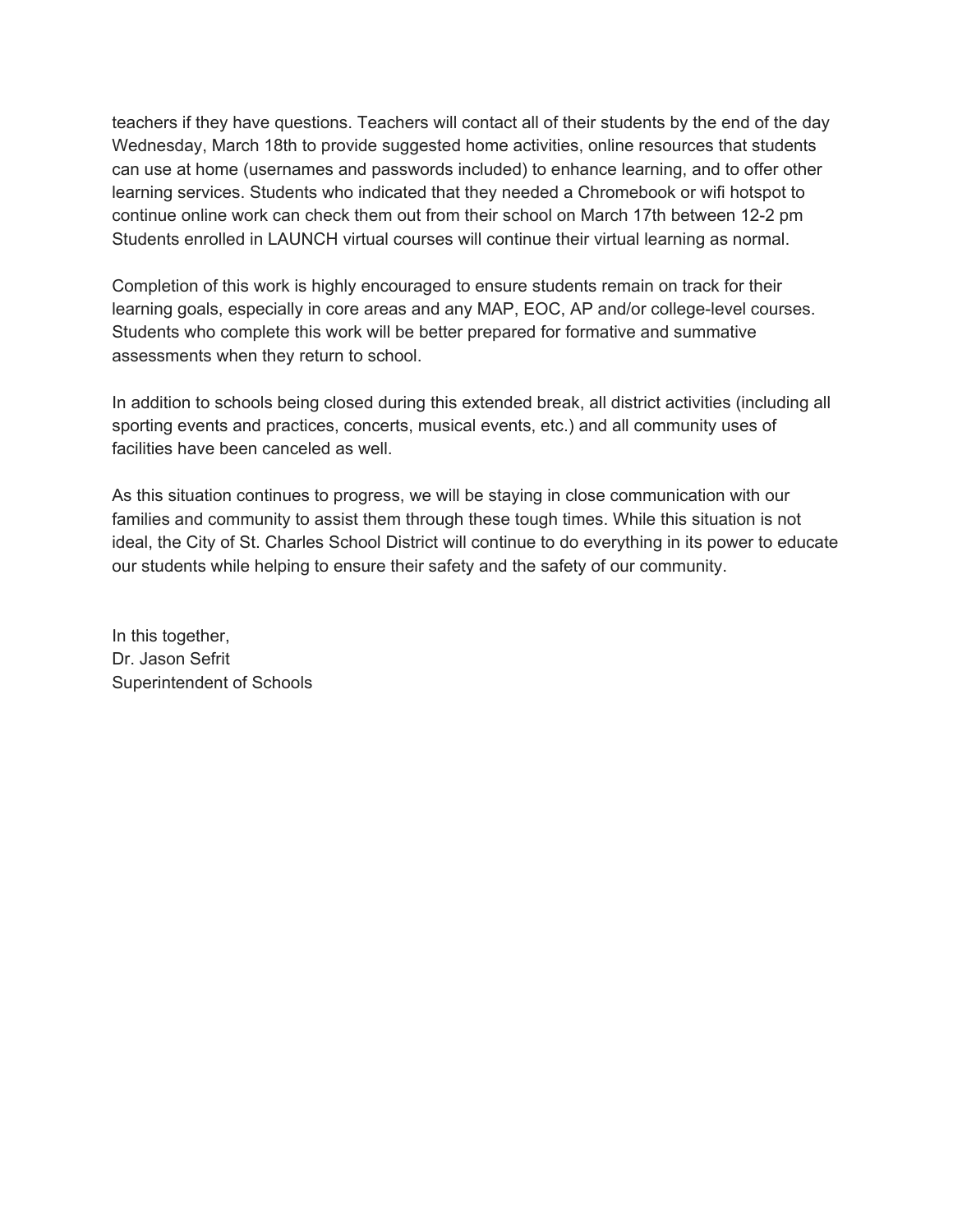teachers if they have questions. Teachers will contact all of their students by the end of the day Wednesday, March 18th to provide suggested home activities, online resources that students can use at home (usernames and passwords included) to enhance learning, and to offer other learning services. Students who indicated that they needed a Chromebook or wifi hotspot to continue online work can check them out from their school on March 17th between 12-2 pm Students enrolled in LAUNCH virtual courses will continue their virtual learning as normal.

Completion of this work is highly encouraged to ensure students remain on track for their learning goals, especially in core areas and any MAP, EOC, AP and/or college-level courses. Students who complete this work will be better prepared for formative and summative assessments when they return to school.

In addition to schools being closed during this extended break, all district activities (including all sporting events and practices, concerts, musical events, etc.) and all community uses of facilities have been canceled as well.

As this situation continues to progress, we will be staying in close communication with our families and community to assist them through these tough times. While this situation is not ideal, the City of St. Charles School District will continue to do everything in its power to educate our students while helping to ensure their safety and the safety of our community.

In this together,
Dr. Jason Sefrit
Superintendent of Schools